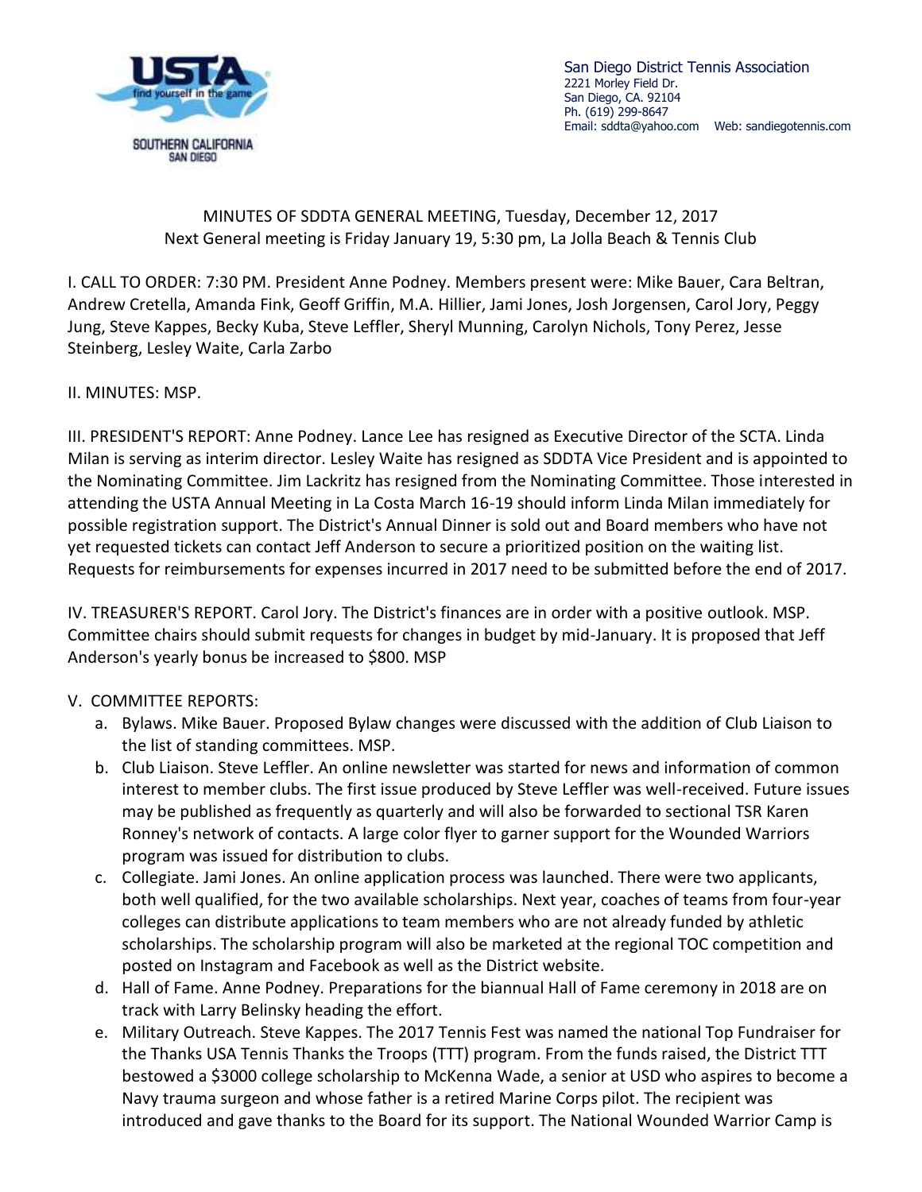San Diego District Tennis Association
2221 Morley Field Dr.
San Diego, CA. 92104
Ph. (619) 299-8647
Email: sddta@yahoo.com Web: sandiegotennis.com

MINUTES OF SDDTA GENERAL MEETING, Tuesday, December 12, 2017
Next General meeting is Friday January 19, 5:30 pm, La Jolla Beach & Tennis Club

I. CALL TO ORDER: 7:30 PM. President Anne Podney. Members present were: Mike Bauer, Cara Beltran, Andrew Cretella, Amanda Fink, Geoff Griffin, M.A. Hillier, Jami Jones, Josh Jorgensen, Carol Jory, Peggy Jung, Steve Kappes, Becky Kuba, Steve Leffler, Sheryl Munning, Carolyn Nichols, Tony Perez, Jesse Steinberg, Lesley Waite, Carla Zarbo

II. MINUTES: MSP.

III. PRESIDENT'S REPORT: Anne Podney. Lance Lee has resigned as Executive Director of the SCTA. Linda Milan is serving as interim director. Lesley Waite has resigned as SDDTA Vice President and is appointed to the Nominating Committee. Jim Lackritz has resigned from the Nominating Committee. Those interested in attending the USTA Annual Meeting in La Costa March 16-19 should inform Linda Milan immediately for possible registration support. The District's Annual Dinner is sold out and Board members who have not yet requested tickets can contact Jeff Anderson to secure a prioritized position on the waiting list. Requests for reimbursements for expenses incurred in 2017 need to be submitted before the end of 2017.

IV. TREASURER'S REPORT. Carol Jory. The District's finances are in order with a positive outlook. MSP. Committee chairs should submit requests for changes in budget by mid-January. It is proposed that Jeff Anderson's yearly bonus be increased to $800. MSP

V. COMMITTEE REPORTS:

a. Bylaws. Mike Bauer. Proposed Bylaw changes were discussed with the addition of Club Liaison to the list of standing committees. MSP.
b. Club Liaison. Steve Leffler. An online newsletter was started for news and information of common interest to member clubs. The first issue produced by Steve Leffler was well-received. Future issues may be published as frequently as quarterly and will also be forwarded to sectional TSR Karen Ronney's network of contacts. A large color flyer to garner support for the Wounded Warriors program was issued for distribution to clubs.
c. Collegiate. Jami Jones. An online application process was launched. There were two applicants, both well qualified, for the two available scholarships. Next year, coaches of teams from four-year colleges can distribute applications to team members who are not already funded by athletic scholarships. The scholarship program will also be marketed at the regional TOC competition and posted on Instagram and Facebook as well as the District website.
d. Hall of Fame. Anne Podney. Preparations for the biannual Hall of Fame ceremony in 2018 are on track with Larry Belinsky heading the effort.
e. Military Outreach. Steve Kappes. The 2017 Tennis Fest was named the national Top Fundraiser for the Thanks USA Tennis Thanks the Troops (TTT) program. From the funds raised, the District TTT bestowed a $3000 college scholarship to McKenna Wade, a senior at USD who aspires to become a Navy trauma surgeon and whose father is a retired Marine Corps pilot. The recipient was introduced and gave thanks to the Board for its support. The National Wounded Warrior Camp is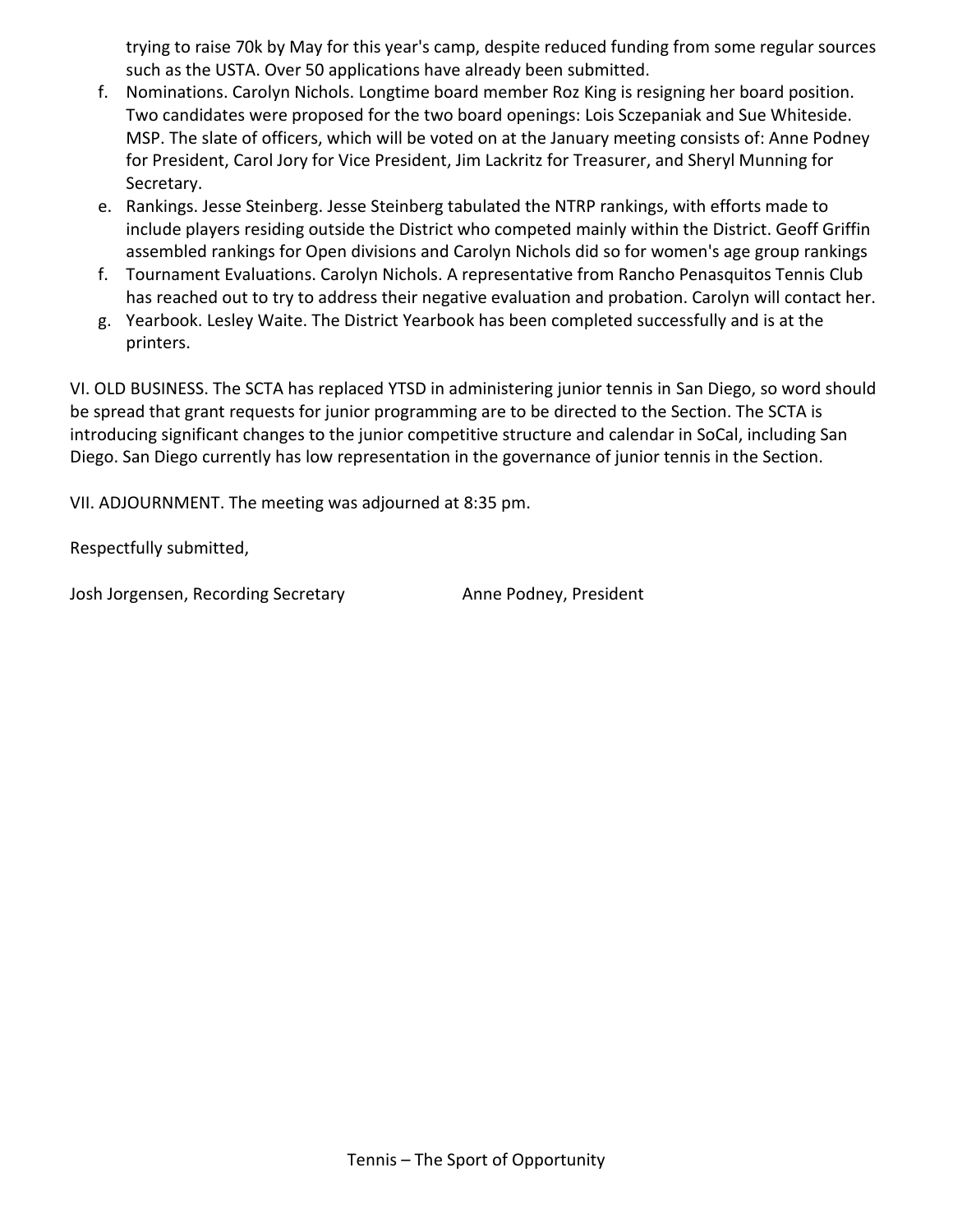trying to raise 70k by May for this year's camp, despite reduced funding from some regular sources such as the USTA. Over 50 applications have already been submitted.

f. Nominations. Carolyn Nichols. Longtime board member Roz King is resigning her board position. Two candidates were proposed for the two board openings: Lois Sczepaniak and Sue Whiteside. MSP. The slate of officers, which will be voted on at the January meeting consists of: Anne Podney for President, Carol Jory for Vice President, Jim Lackritz for Treasurer, and Sheryl Munning for Secretary.

e. Rankings. Jesse Steinberg. Jesse Steinberg tabulated the NTRP rankings, with efforts made to include players residing outside the District who competed mainly within the District. Geoff Griffin assembled rankings for Open divisions and Carolyn Nichols did so for women's age group rankings

f. Tournament Evaluations. Carolyn Nichols. A representative from Rancho Penasquitos Tennis Club has reached out to try to address their negative evaluation and probation. Carolyn will contact her.

g. Yearbook. Lesley Waite. The District Yearbook has been completed successfully and is at the printers.

VI. OLD BUSINESS. The SCTA has replaced YTSD in administering junior tennis in San Diego, so word should be spread that grant requests for junior programming are to be directed to the Section. The SCTA is introducing significant changes to the junior competitive structure and calendar in SoCal, including San Diego. San Diego currently has low representation in the governance of junior tennis in the Section.

VII. ADJOURNMENT. The meeting was adjourned at 8:35 pm.

Respectfully submitted,

Josh Jorgensen, Recording Secretary　　　　　Anne Podney, President

Tennis – The Sport of Opportunity